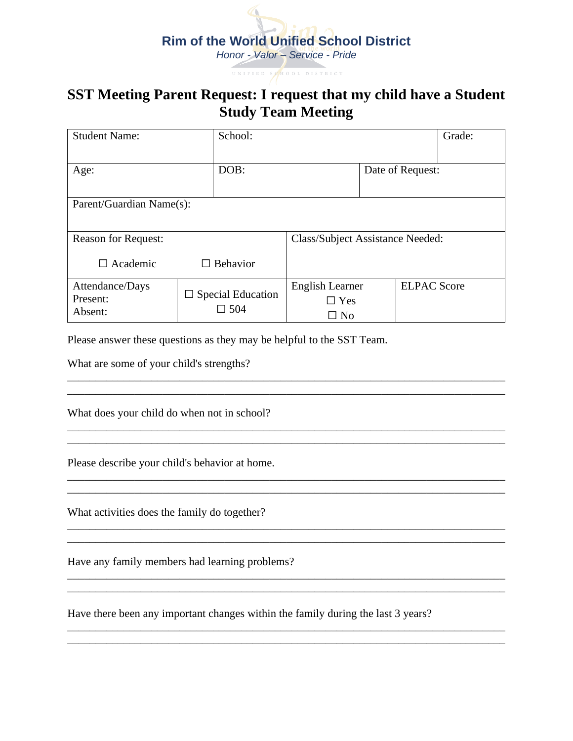**Rim of the World Unified School District**

*Honor - Valor – Service - Pride*

# SST Meeting Parent Request: I request that my child have a Student Study Team Meeting

| Student Name: | School: | | Grade: |
|---|---|---|---|
| Age: | DOB: | Date of Request: | |
| Parent/Guardian Name(s): | | | |
| Reason for Request: ☐ Academic ☐ Behavior | | Class/Subject Assistance Needed: | |
| Attendance/Days Present: Absent: | ☐ Special Education ☐ 504 | English Learner ☐ Yes ☐ No | ELPAC Score |

Please answer these questions as they may be helpful to the SST Team.

What are some of your child's strengths?

_______________________________________________________________________________

_______________________________________________________________________________

What does your child do when not in school?

_______________________________________________________________________________

_______________________________________________________________________________

Please describe your child's behavior at home.

_______________________________________________________________________________

_______________________________________________________________________________

What activities does the family do together?

_______________________________________________________________________________

_______________________________________________________________________________

Have any family members had learning problems?

_______________________________________________________________________________

_______________________________________________________________________________

Have there been any important changes within the family during the last 3 years?

_______________________________________________________________________________

_______________________________________________________________________________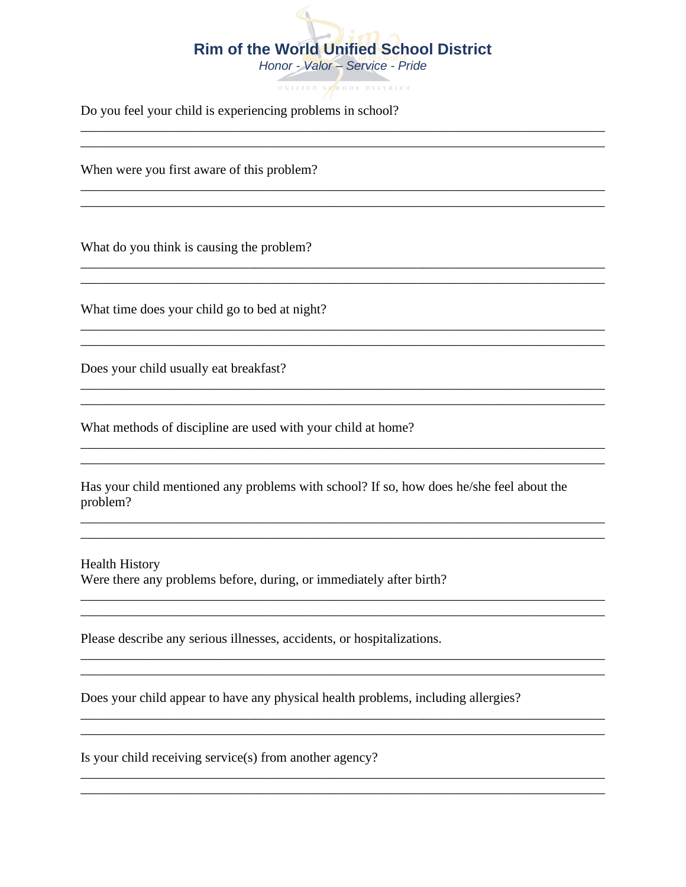# Rim of the World Unified School District

*Honor - Valor – Service - Pride*

Do you feel your child is experiencing problems in school?

_______________________________________________________________________________

_______________________________________________________________________________

When were you first aware of this problem?

_______________________________________________________________________________

_______________________________________________________________________________

What do you think is causing the problem?

_______________________________________________________________________________

_______________________________________________________________________________

What time does your child go to bed at night?

_______________________________________________________________________________

_______________________________________________________________________________

Does your child usually eat breakfast?

_______________________________________________________________________________

_______________________________________________________________________________

What methods of discipline are used with your child at home?

_______________________________________________________________________________

_______________________________________________________________________________

Has your child mentioned any problems with school? If so, how does he/she feel about the problem?

_______________________________________________________________________________

_______________________________________________________________________________

Health History

Were there any problems before, during, or immediately after birth?

_______________________________________________________________________________

_______________________________________________________________________________

Please describe any serious illnesses, accidents, or hospitalizations.

_______________________________________________________________________________

_______________________________________________________________________________

Does your child appear to have any physical health problems, including allergies?

_______________________________________________________________________________

_______________________________________________________________________________

Is your child receiving service(s) from another agency?

_______________________________________________________________________________

_______________________________________________________________________________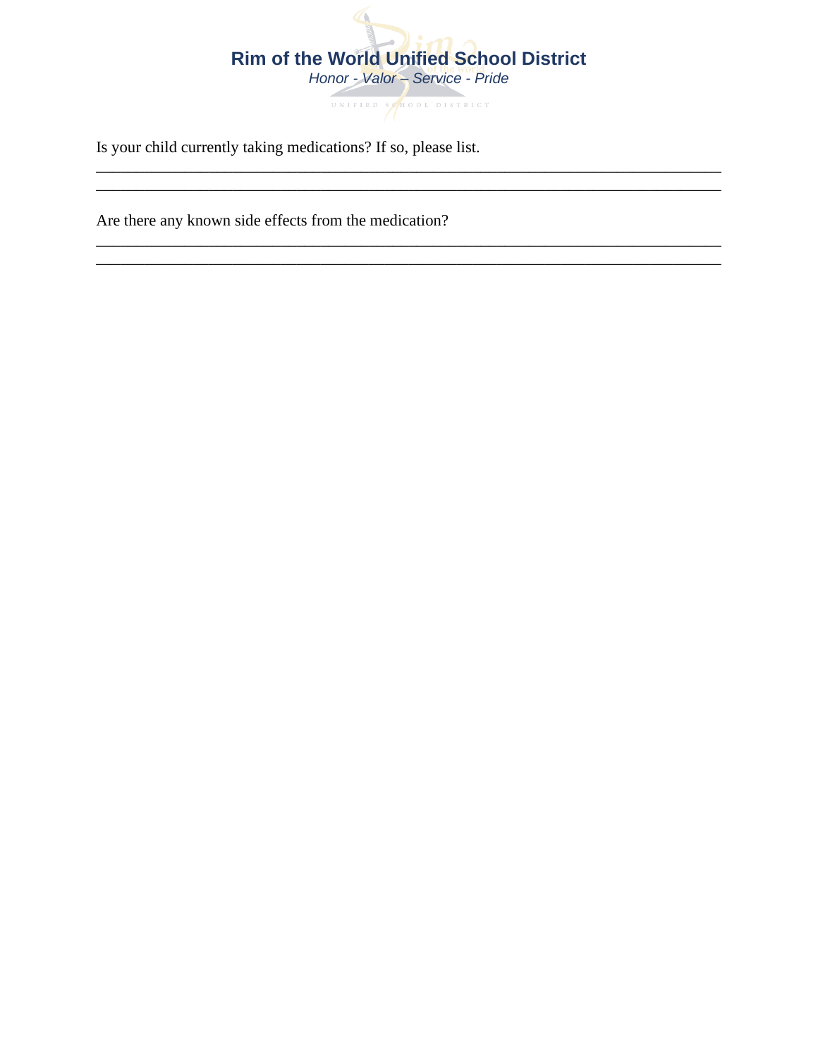**Rim of the World Unified School District**
*Honor - Valor – Service - Pride*

Is your child currently taking medications? If so, please list.

______________________________________________________________________________
______________________________________________________________________________

Are there any known side effects from the medication?

______________________________________________________________________________
______________________________________________________________________________